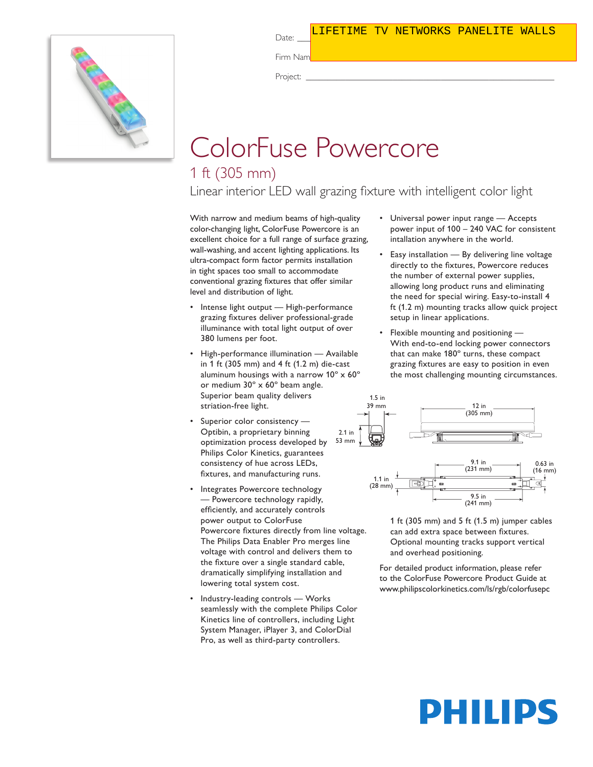Date: LIFETIME TV NETWORKS PANELITE WALLS

Firm Name:

Project: ______________________________

# ColorFuse Powercore

## 1 ft (305 mm)

### Linear interior LED wall grazing fixture with intelligent color light

With narrow and medium beams of high-quality color-changing light, ColorFuse Powercore is an excellent choice for a full range of surface grazing, wall-washing, and accent lighting applications. Its ultra-compact form factor permits installation in tight spaces too small to accommodate conventional grazing fixtures that offer similar level and distribution of light.

- Intense light output — High-performance grazing fixtures deliver professional-grade illuminance with total light output of over 380 lumens per foot.
- High-performance illumination — Available in 1 ft (305 mm) and 4 ft (1.2 m) die-cast aluminum housings with a narrow 10° x 60° or medium 30° x 60° beam angle. Superior beam quality delivers striation-free light.
- Superior color consistency — Optibin, a proprietary binning optimization process developed by Philips Color Kinetics, guarantees consistency of hue across LEDs, fixtures, and manufacturing runs.
- Integrates Powercore technology — Powercore technology rapidly, efficiently, and accurately controls power output to ColorFuse Powercore fixtures directly from line voltage. The Philips Data Enabler Pro merges line voltage with control and delivers them to the fixture over a single standard cable, dramatically simplifying installation and lowering total system cost.
- Industry-leading controls — Works seamlessly with the complete Philips Color Kinetics line of controllers, including Light System Manager, iPlayer 3, and ColorDial Pro, as well as third-party controllers.
- Universal power input range — Accepts power input of 100 – 240 VAC for consistent installation anywhere in the world.
- Easy installation — By delivering line voltage directly to the fixtures, Powercore reduces the number of external power supplies, allowing long product runs and eliminating the need for special wiring. Easy-to-install 4 ft (1.2 m) mounting tracks allow quick project setup in linear applications.
- Flexible mounting and positioning — With end-to-end locking power connectors that can make 180° turns, these compact grazing fixtures are easy to position in even the most challenging mounting circumstances.

1.5 in 39 mm; 2.1 in 53 mm; 12 in (305 mm); 9.1 in (231 mm); 0.63 in (16 mm); 1.1 in (28 mm); 9.5 in (241 mm)

1 ft (305 mm) and 5 ft (1.5 m) jumper cables can add extra space between fixtures. Optional mounting tracks support vertical and overhead positioning.

For detailed product information, please refer to the ColorFuse Powercore Product Guide at www.philipscolorkinetics.com/ls/rgb/colorfusepc

PHILIPS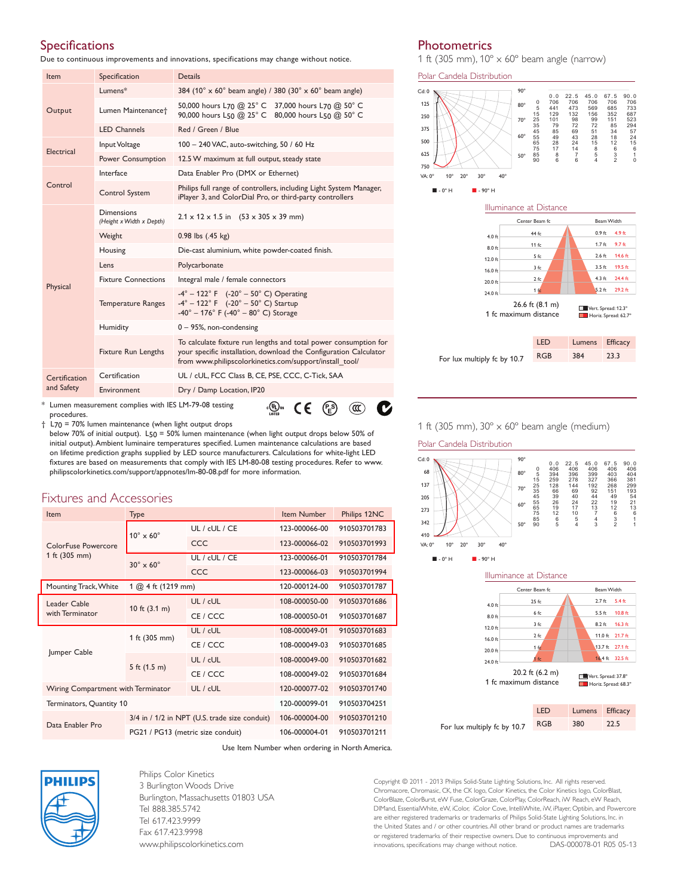## Specifications

Due to continuous improvements and innovations, specifications may change without notice.

| Item | Specification | Details |
|---|---|---|
| Output | Lumens* | 384 (10° x 60° beam angle) / 380 (30° x 60° beam angle) |
| | Lumen Maintenance† | 50,000 hours $L_{70}$ @ 25° C  37,000 hours $L_{70}$ @ 50° C<br>90,000 hours $L_{50}$ @ 25° C  80,000 hours $L_{50}$ @ 50° C |
| | LED Channels | Red / Green / Blue |
| Electrical | Input Voltage | 100 – 240 VAC, auto-switching, 50 / 60 Hz |
| | Power Consumption | 12.5 W maximum at full output, steady state |
| Control | Interface | Data Enabler Pro (DMX or Ethernet) |
| | Control System | Philips full range of controllers, including Light System Manager, iPlayer 3, and ColorDial Pro, or third-party controllers |
| Physical | Dimensions *(Height x Width x Depth)* | 2.1 x 12 x 1.5 in  (53 x 305 x 39 mm) |
| | Weight | 0.98 lbs (.45 kg) |
| | Housing | Die-cast aluminium, white powder-coated finish. |
| | Lens | Polycarbonate |
| | Fixture Connections | Integral male / female connectors |
| | Temperature Ranges | -4° – 122° F  (-20° – 50° C) Operating<br>-4° – 122° F  (-20° – 50° C) Startup<br>-40° – 176° F (-40° – 80° C) Storage |
| | Humidity | 0 – 95%, non-condensing |
| | Fixture Run Lengths | To calculate fixture run lengths and total power consumption for your specific installation, download the Configuration Calculator from www.philipscolorkinetics.com/support/install_tool/ |
| Certification and Safety | Certification | UL / cUL, FCC Class B, CE, PSE, CCC, C-Tick, SAA |
| | Environment | Dry / Damp Location, IP20 |

\* Lumen measurement complies with IES LM-79-08 testing procedures.

† $L_{70}$ = 70% lumen maintenance (when light output drops below 70% of initial output). $L_{50}$ = 50% lumen maintenance (when light output drops below 50% of initial output). Ambient luminaire temperatures specified. Lumen maintenance calculations are based on lifetime prediction graphs supplied by LED source manufacturers. Calculations for white-light LED fixtures are based on measurements that comply with IES LM-80-08 testing procedures. Refer to www.philipscolorkinetics.com/support/appnotes/lm-80-08.pdf for more information.

## Fixtures and Accessories

| Item | Type | | Item Number | Philips 12NC |
|---|---|---|---|---|
| ColorFuse Powercore 1 ft (305 mm) | 10° x 60° | UL / cUL / CE | 123-000066-00 | 910503701783 |
| | | CCC | 123-000066-02 | 910503701993 |
| | 30° x 60° | UL / cUL / CE | 123-000066-01 | 910503701784 |
| | | CCC | 123-000066-03 | 910503701994 |
| Mounting Track, White | 1 @ 4 ft (1219 mm) | | 120-000124-00 | 910503701787 |
| Leader Cable with Terminator | 10 ft (3.1 m) | UL / cUL | 108-000050-00 | 910503701686 |
| | | CE / CCC | 108-000050-01 | 910503701687 |
| Jumper Cable | 1 ft (305 mm) | UL / cUL | 108-000049-01 | 910503701683 |
| | | CE / CCC | 108-000049-03 | 910503701685 |
| | 5 ft (1.5 m) | UL / cUL | 108-000049-00 | 910503701682 |
| | | CE / CCC | 108-000049-02 | 910503701684 |
| Wiring Compartment with Terminator | UL / cUL | | 120-000077-02 | 910503701740 |
| Terminators, Quantity 10 | | | 120-000099-01 | 910503704251 |
| Data Enabler Pro | 3/4 in / 1/2 in NPT (U.S. trade size conduit) | | 106-000004-00 | 910503701210 |
| | PG21 / PG13 (metric size conduit) | | 106-000004-01 | 910503701211 |

Use Item Number when ordering in North America.

## Photometrics

### 1 ft (305 mm), 10° x 60° beam angle (narrow)

#### Polar Candela Distribution

Cd: 0, 125, 250, 375, 500, 625, 750

VA: 0°, 10°, 20°, 30°, 40°, 50°, 60°, 70°, 80°, 90°

■ - 0° H  ■ - 90° H

| | 0.0 | 22.5 | 45.0 | 67.5 | 90.0 |
|---|---|---|---|---|---|
| 0 | 706 | 706 | 706 | 706 | 706 |
| 5 | 441 | 473 | 569 | 685 | 733 |
| 15 | 129 | 132 | 156 | 352 | 687 |
| 25 | 101 | 98 | 99 | 151 | 523 |
| 35 | 79 | 72 | 72 | 85 | 294 |
| 45 | 85 | 69 | 51 | 34 | 57 |
| 55 | 49 | 43 | 28 | 18 | 24 |
| 65 | 28 | 24 | 15 | 12 | 15 |
| 75 | 17 | 14 | 8 | 6 | 6 |
| 85 | 8 | 7 | 5 | 3 | 1 |
| 90 | 6 | 6 | 4 | 2 | 0 |

#### Illuminance at Distance

Center Beam fc / Beam Width

4.0 ft: 44 fc — 0.9 ft, 4.9 ft
8.0 ft: 11 fc — 1.7 ft, 9.7 ft
12.0 ft: 5 fc — 2.6 ft, 14.6 ft
16.0 ft: 3 fc — 3.5 ft, 19.5 ft
20.0 ft: 2 fc — 4.3 ft, 24.4 ft
24.0 ft: 1 fc — 5.2 ft, 29.2 ft

26.6 ft (8.1 m)
1 fc maximum distance

Vert. Spread: 12.3°
Horiz. Spread: 62.7°

For lux multiply fc by 10.7

| LED | Lumens | Efficacy |
|---|---|---|
| RGB | 384 | 23.3 |

### 1 ft (305 mm), 30° x 60° beam angle (medium)

#### Polar Candela Distribution

Cd: 0, 68, 137, 205, 273, 342, 410

VA: 0°, 10°, 20°, 30°, 40°, 50°, 60°, 70°, 80°, 90°

■ - 0° H  ■ - 90° H

| | 0.0 | 22.5 | 45.0 | 67.5 | 90.0 |
|---|---|---|---|---|---|
| 0 | 406 | 406 | 406 | 406 | 406 |
| 5 | 394 | 396 | 399 | 403 | 404 |
| 15 | 259 | 278 | 327 | 366 | 381 |
| 25 | 128 | 144 | 192 | 268 | 299 |
| 35 | 66 | 69 | 92 | 151 | 193 |
| 45 | 39 | 40 | 44 | 49 | 54 |
| 55 | 26 | 24 | 22 | 19 | 21 |
| 65 | 19 | 17 | 13 | 12 | 13 |
| 75 | 12 | 10 | 7 | 6 | 6 |
| 85 | 6 | 5 | 4 | 3 | 1 |
| 90 | 5 | 4 | 3 | 2 | 1 |

#### Illuminance at Distance

Center Beam fc / Beam Width

4.0 ft: 25 fc — 2.7 ft, 5.4 ft
8.0 ft: 6 fc — 5.5 ft, 10.8 ft
12.0 ft: 3 fc — 8.2 ft, 16.3 ft
16.0 ft: 2 fc — 11.0 ft, 21.7 ft
20.0 ft: 1 fc — 13.7 ft, 27.1 ft
24.0 ft: 1 fc — 16.4 ft, 32.5 ft

20.2 ft (6.2 m)
1 fc maximum distance

Vert. Spread: 37.8°
Horiz. Spread: 68.3°

For lux multiply fc by 10.7

| LED | Lumens | Efficacy |
|---|---|---|
| RGB | 380 | 22.5 |

Philips Color Kinetics
3 Burlington Woods Drive
Burlington, Massachusetts 01803 USA
Tel 888.385.5742
Tel 617.423.9999
Fax 617.423.9998
www.philipscolorkinetics.com

Copyright © 2011 - 2013 Philips Solid-State Lighting Solutions, Inc. All rights reserved. Chromacore, Chromasic, CK, the CK logo, Color Kinetics, the Color Kinetics logo, ColorBlast, ColorBlaze, ColorBurst, eW Fuse, ColorGraze, ColorPlay, ColorReach, iW Reach, eW Reach, DIMand, EssentialWhite, eW, iColor, iColor Cove, IntelliWhite, iW, iPlayer, Optibin, and Powercore are either registered trademarks or trademarks of Philips Solid-State Lighting Solutions, Inc. in the United States and / or other countries. All other brand or product names are trademarks or registered trademarks of their respective owners. Due to continuous improvements and innovations, specifications may change without notice. DAS-000078-01 R05 05-13